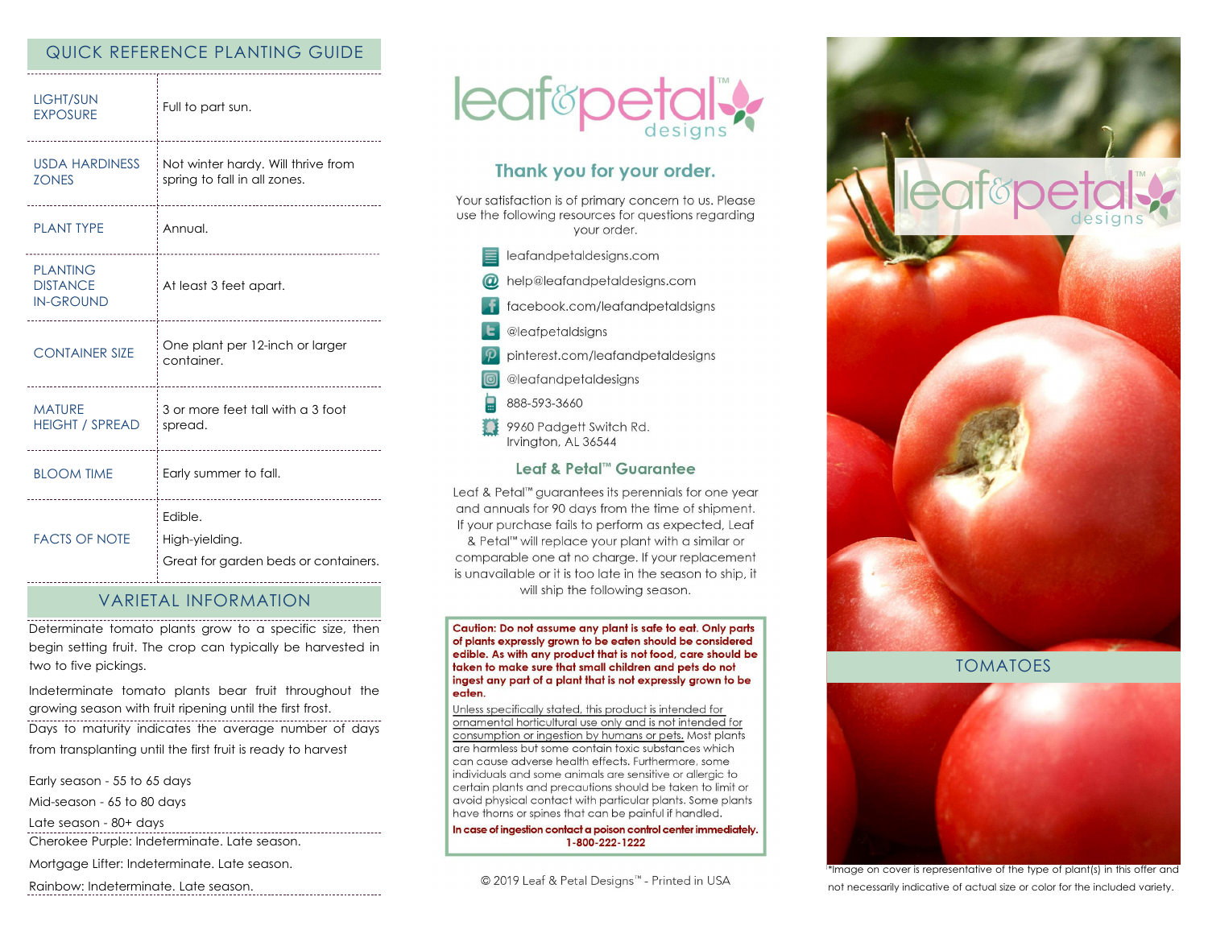## QUICK REFERENCE PLANTING GUIDE

| | |
|---|---|
| LIGHT/SUN EXPOSURE | Full to part sun. |
| USDA HARDINESS ZONES | Not winter hardy. Will thrive from spring to fall in all zones. |
| PLANT TYPE | Annual. |
| PLANTING DISTANCE IN-GROUND | At least 3 feet apart. |
| CONTAINER SIZE | One plant per 12-inch or larger container. |
| MATURE HEIGHT / SPREAD | 3 or more feet tall with a 3 foot spread. |
| BLOOM TIME | Early summer to fall. |
| FACTS OF NOTE | Edible.<br>High-yielding.<br>Great for garden beds or containers. |

## VARIETAL INFORMATION

Determinate tomato plants grow to a specific size, then begin setting fruit. The crop can typically be harvested in two to five pickings.

Indeterminate tomato plants bear fruit throughout the growing season with fruit ripening until the first frost.

Days to maturity indicates the average number of days from transplanting until the first fruit is ready to harvest

Early season - 55 to 65 days

Mid-season - 65 to 80 days

Late season - 80+ days

Cherokee Purple: Indeterminate. Late season.

Mortgage Lifter: Indeterminate. Late season.

Rainbow: Indeterminate. Late season.

leaf&petal™ designs

### Thank you for your order.

Your satisfaction is of primary concern to us. Please use the following resources for questions regarding your order.

- leafandpetaldesigns.com
- help@leafandpetaldesigns.com
- facebook.com/leafandpetaldsigns
- @leafpetaldsigns
- pinterest.com/leafandpetaldesigns
- @leafandpetaldesigns
- 888-593-3660
- 9960 Padgett Switch Rd.
  Irvington, AL 36544

### Leaf & Petal™ Guarantee

Leaf & Petal™ guarantees its perennials for one year and annuals for 90 days from the time of shipment. If your purchase fails to perform as expected, Leaf & Petal™ will replace your plant with a similar or comparable one at no charge. If your replacement is unavailable or it is too late in the season to ship, it will ship the following season.

**Caution: Do not assume any plant is safe to eat. Only parts of plants expressly grown to be considered edible. As with any product that is not food, care should be taken to make sure that small children and pets do not ingest any part of a plant that is not expressly grown to be eaten.**

Unless specifically stated, this product is intended for ornamental horticultural use only and is not intended for consumption or ingestion by humans or pets. Most plants are harmless but some contain toxic substances which can cause adverse health effects. Furthermore, some individuals and some animals are sensitive or allergic to certain plants and precautions should be taken to limit or avoid physical contact with particular plants. Some plants have thorns or spines that can be painful if handled.

**In case of ingestion contact a poison control center immediately.**
**1-800-222-1222**

© 2019 Leaf & Petal Designs™ - Printed in USA

leaf&petal™ designs

# TOMATOES

*Image on cover is representative of the type of plant(s) in this offer and not necessarily indicative of actual size or color for the included variety.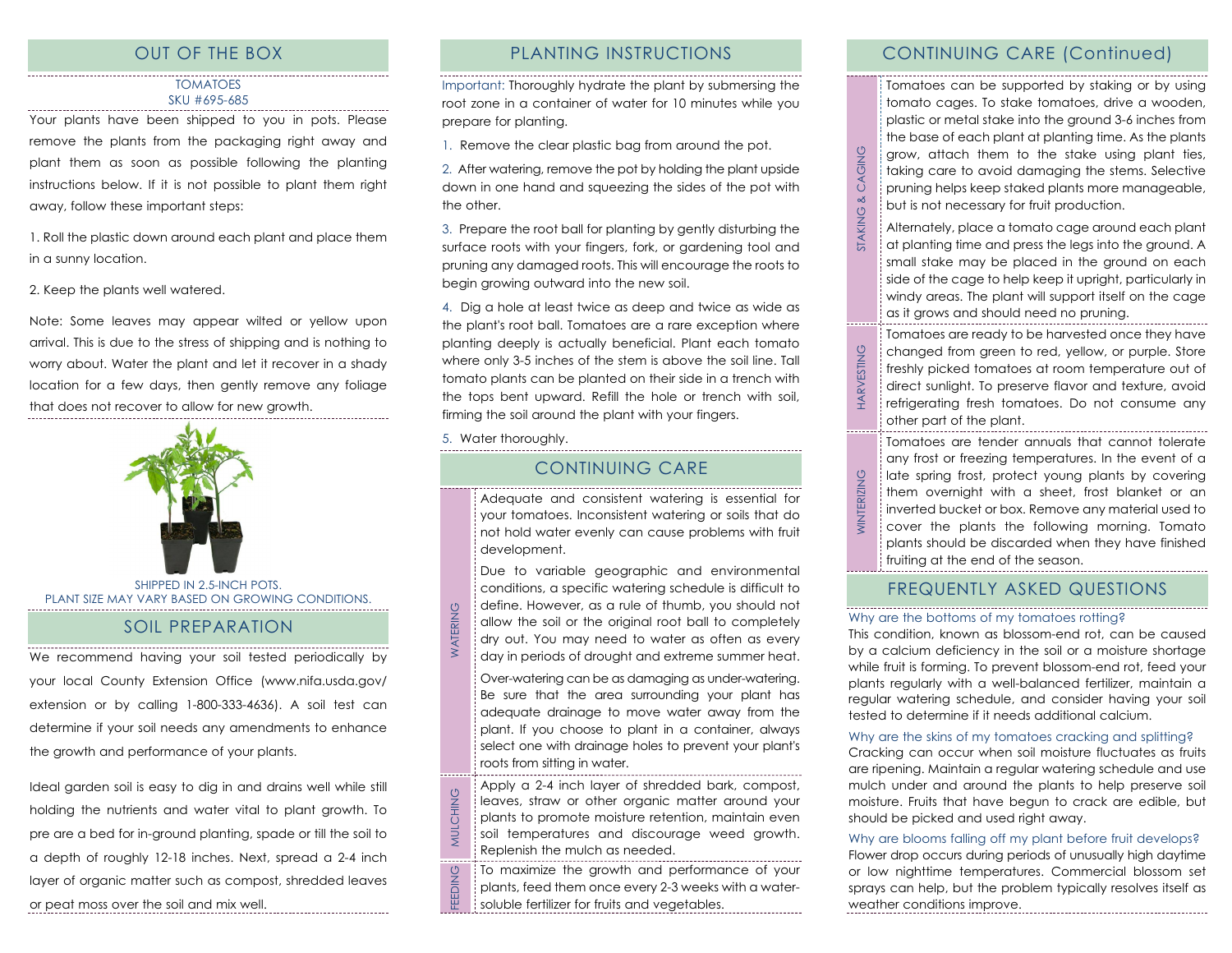## OUT OF THE BOX

TOMATOES
SKU #695-685

Your plants have been shipped to you in pots. Please remove the plants from the packaging right away and plant them as soon as possible following the planting instructions below. If it is not possible to plant them right away, follow these important steps:

1. Roll the plastic down around each plant and place them in a sunny location.

2. Keep the plants well watered.

Note: Some leaves may appear wilted or yellow upon arrival. This is due to the stress of shipping and is nothing to worry about. Water the plant and let it recover in a shady location for a few days, then gently remove any foliage that does not recover to allow for new growth.

SHIPPED IN 2.5-INCH POTS.
PLANT SIZE MAY VARY BASED ON GROWING CONDITIONS.

## SOIL PREPARATION

We recommend having your soil tested periodically by your local County Extension Office (www.nifa.usda.gov/extension or by calling 1-800-333-4636). A soil test can determine if your soil needs any amendments to enhance the growth and performance of your plants.

Ideal garden soil is easy to dig in and drains well while still holding the nutrients and water vital to plant growth. To pre are a bed for in-ground planting, spade or till the soil to a depth of roughly 12-18 inches. Next, spread a 2-4 inch layer of organic matter such as compost, shredded leaves or peat moss over the soil and mix well.

## PLANTING INSTRUCTIONS

Important: Thoroughly hydrate the plant by submersing the root zone in a container of water for 10 minutes while you prepare for planting.

1. Remove the clear plastic bag from around the pot.

2. After watering, remove the pot by holding the plant upside down in one hand and squeezing the sides of the pot with the other.

3. Prepare the root ball for planting by gently disturbing the surface roots with your fingers, fork, or gardening tool and pruning any damaged roots. This will encourage the roots to begin growing outward into the new soil.

4. Dig a hole at least twice as deep and twice as wide as the plant's root ball. Tomatoes are a rare exception where planting deeply is actually beneficial. Plant each tomato where only 3-5 inches of the stem is above the soil line. Tall tomato plants can be planted on their side in a trench with the tops bent upward. Refill the hole or trench with soil, firming the soil around the plant with your fingers.

5. Water thoroughly.

## CONTINUING CARE

### WATERING

Adequate and consistent watering is essential for your tomatoes. Inconsistent watering or soils that do not hold water evenly can cause problems with fruit development.

Due to variable geographic and environmental conditions, a specific watering schedule is difficult to define. However, as a rule of thumb, you should not allow the soil or the original root ball to completely dry out. You may need to water as often as every day in periods of drought and extreme summer heat.

Over-watering can be as damaging as under-watering. Be sure that the area surrounding your plant has adequate drainage to move water away from the plant. If you choose to plant in a container, always select one with drainage holes to prevent your plant's roots from sitting in water.

### MULCHING

Apply a 2-4 inch layer of shredded bark, compost, leaves, straw or other organic matter around your plants to promote moisture retention, maintain even soil temperatures and discourage weed growth. Replenish the mulch as needed.

### FEEDING

To maximize the growth and performance of your plants, feed them once every 2-3 weeks with a water-soluble fertilizer for fruits and vegetables.

## CONTINUING CARE (Continued)

### STAKING & CAGING

Tomatoes can be supported by staking or by using tomato cages. To stake tomatoes, drive a wooden, plastic or metal stake into the ground 3-6 inches from the base of each plant at planting time. As the plants grow, attach them to the stake using plant ties, taking care to avoid damaging the stems. Selective pruning helps keep staked plants more manageable, but is not necessary for fruit production.

Alternately, place a tomato cage around each plant at planting time and press the legs into the ground. A small stake may be placed in the ground on each side of the cage to help keep it upright, particularly in windy areas. The plant will support itself on the cage as it grows and should need no pruning.

### HARVESTING

Tomatoes are ready to be harvested once they have changed from green to red, yellow, or purple. Store freshly picked tomatoes at room temperature out of direct sunlight. To preserve flavor and texture, avoid refrigerating fresh tomatoes. Do not consume any other part of the plant.

### WINTERIZING

Tomatoes are tender annuals that cannot tolerate any frost or freezing temperatures. In the event of a late spring frost, protect young plants by covering them overnight with a sheet, frost blanket or an inverted bucket or box. Remove any material used to cover the plants the following morning. Tomato plants should be discarded when they have finished fruiting at the end of the season.

## FREQUENTLY ASKED QUESTIONS

**Why are the bottoms of my tomatoes rotting?**
This condition, known as blossom-end rot, can be caused by a calcium deficiency in the soil or a moisture shortage while fruit is forming. To prevent blossom-end rot, feed your plants regularly with a well-balanced fertilizer, maintain a regular watering schedule, and consider having your soil tested to determine if it needs additional calcium.

**Why are the skins of my tomatoes cracking and splitting?**
Cracking can occur when soil moisture fluctuates as fruits are ripening. Maintain a regular watering schedule and use mulch under and around the plants to help preserve soil moisture. Fruits that have begun to crack are edible, but should be picked and used right away.

**Why are blooms falling off my plant before fruit develops?**
Flower drop occurs during periods of unusually high daytime or low nighttime temperatures. Commercial blossom set sprays can help, but the problem typically resolves itself as weather conditions improve.